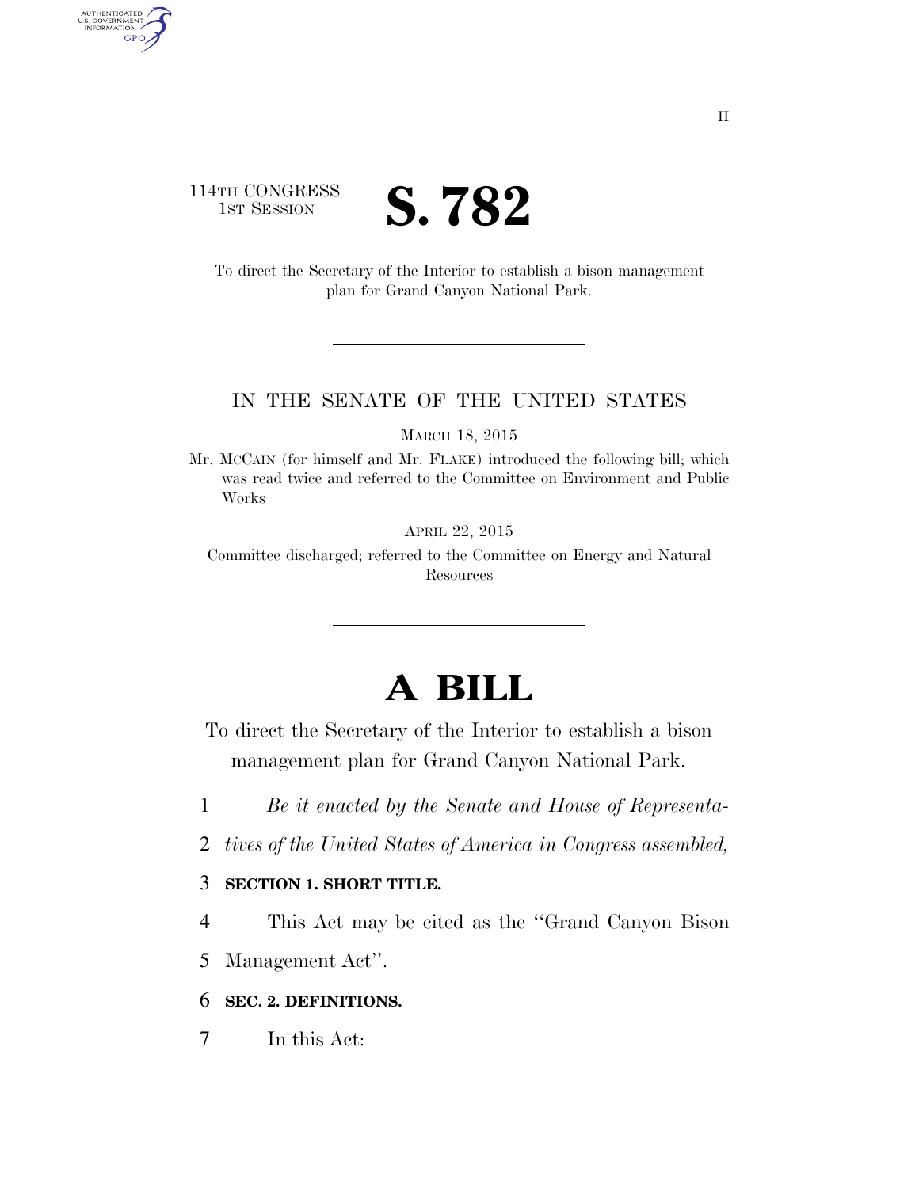114TH CONGRESS
1ST SESSION

# S. 782

To direct the Secretary of the Interior to establish a bison management plan for Grand Canyon National Park.

IN THE SENATE OF THE UNITED STATES

MARCH 18, 2015

Mr. MCCAIN (for himself and Mr. FLAKE) introduced the following bill; which was read twice and referred to the Committee on Environment and Public Works

APRIL 22, 2015

Committee discharged; referred to the Committee on Energy and Natural Resources

# A BILL

To direct the Secretary of the Interior to establish a bison management plan for Grand Canyon National Park.

1 *Be it enacted by the Senate and House of Representa-*
2 *tives of the United States of America in Congress assembled,*

3 **SECTION 1. SHORT TITLE.**

4 This Act may be cited as the ''Grand Canyon Bison
5 Management Act''.

6 **SEC. 2. DEFINITIONS.**

7 In this Act: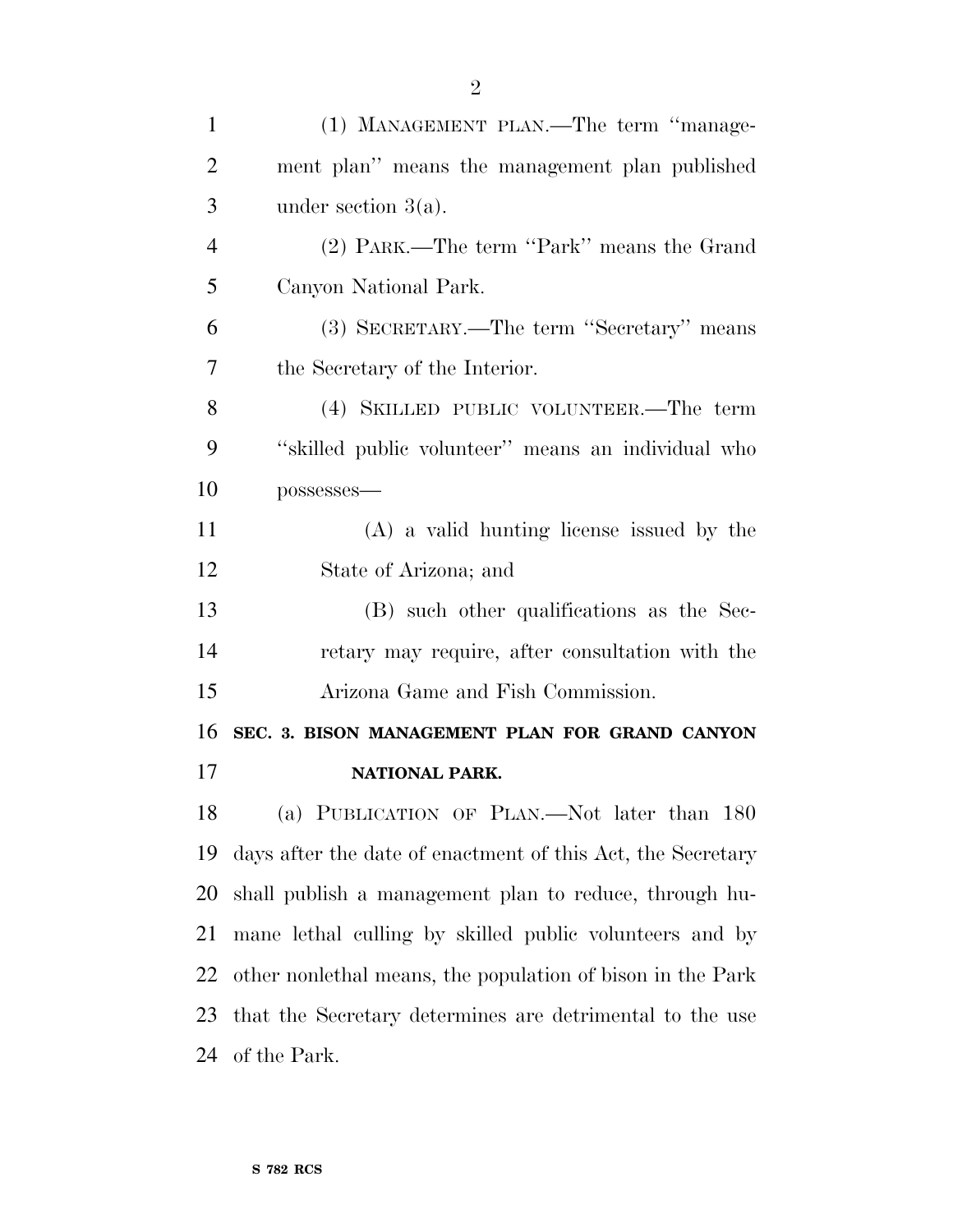(1) MANAGEMENT PLAN.—The term ''management plan'' means the management plan published under section 3(a).

(2) PARK.—The term ''Park'' means the Grand Canyon National Park.

(3) SECRETARY.—The term ''Secretary'' means the Secretary of the Interior.

(4) SKILLED PUBLIC VOLUNTEER.—The term ''skilled public volunteer'' means an individual who possesses—

(A) a valid hunting license issued by the State of Arizona; and

(B) such other qualifications as the Secretary may require, after consultation with the Arizona Game and Fish Commission.

**SEC. 3. BISON MANAGEMENT PLAN FOR GRAND CANYON NATIONAL PARK.**

(a) PUBLICATION OF PLAN.—Not later than 180 days after the date of enactment of this Act, the Secretary shall publish a management plan to reduce, through humane lethal culling by skilled public volunteers and by other nonlethal means, the population of bison in the Park that the Secretary determines are detrimental to the use of the Park.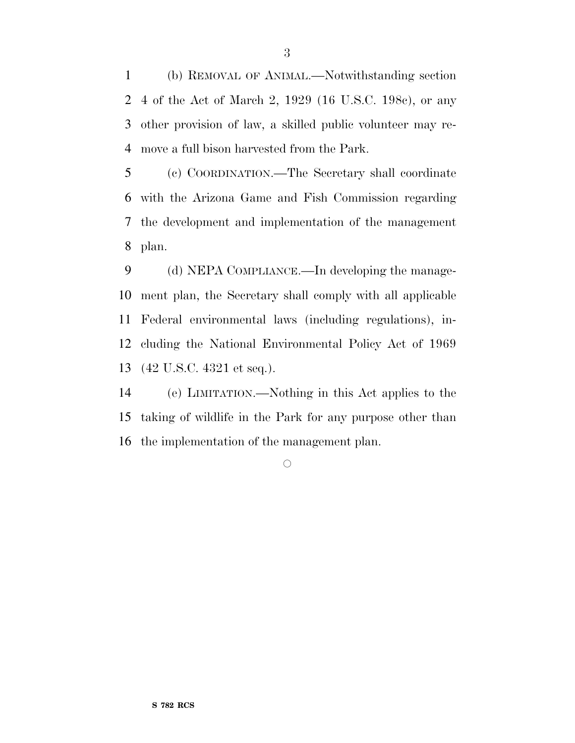(b) REMOVAL OF ANIMAL.—Notwithstanding section 4 of the Act of March 2, 1929 (16 U.S.C. 198c), or any other provision of law, a skilled public volunteer may remove a full bison harvested from the Park.

(c) COORDINATION.—The Secretary shall coordinate with the Arizona Game and Fish Commission regarding the development and implementation of the management plan.

(d) NEPA COMPLIANCE.—In developing the management plan, the Secretary shall comply with all applicable Federal environmental laws (including regulations), including the National Environmental Policy Act of 1969 (42 U.S.C. 4321 et seq.).

(e) LIMITATION.—Nothing in this Act applies to the taking of wildlife in the Park for any purpose other than the implementation of the management plan.

○